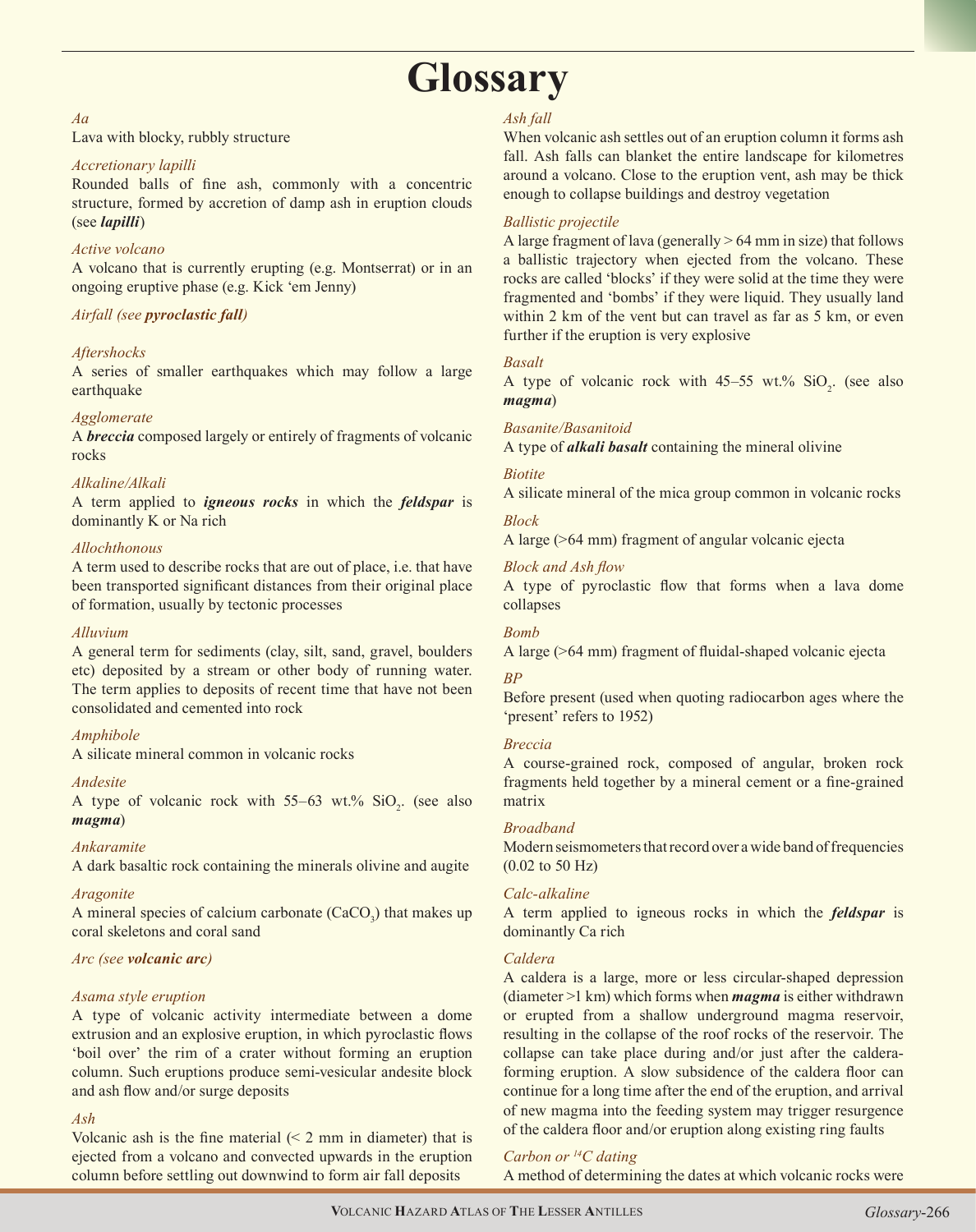# Glossary

*Aa*
Lava with blocky, rubbly structure

*Accretionary lapilli*
Rounded balls of fine ash, commonly with a concentric structure, formed by accretion of damp ash in eruption clouds (see ***lapilli***)

*Active volcano*
A volcano that is currently erupting (e.g. Montserrat) or in an ongoing eruptive phase (e.g. Kick 'em Jenny)

*Airfall (see **pyroclastic fall**)*

*Aftershocks*
A series of smaller earthquakes which may follow a large earthquake

*Agglomerate*
A ***breccia*** composed largely or entirely of fragments of volcanic rocks

*Alkaline/Alkali*
A term applied to ***igneous rocks*** in which the ***feldspar*** is dominantly K or Na rich

*Allochthonous*
A term used to describe rocks that are out of place, i.e. that have been transported significant distances from their original place of formation, usually by tectonic processes

*Alluvium*
A general term for sediments (clay, silt, sand, gravel, boulders etc) deposited by a stream or other body of running water. The term applies to deposits of recent time that have not been consolidated and cemented into rock

*Amphibole*
A silicate mineral common in volcanic rocks

*Andesite*
A type of volcanic rock with 55–63 wt.% $SiO_2$. (see also ***magma***)

*Ankaramite*
A dark basaltic rock containing the minerals olivine and augite

*Aragonite*
A mineral species of calcium carbonate ($CaCO_3$) that makes up coral skeletons and coral sand

*Arc (see **volcanic arc**)*

*Asama style eruption*
A type of volcanic activity intermediate between a dome extrusion and an explosive eruption, in which pyroclastic flows 'boil over' the rim of a crater without forming an eruption column. Such eruptions produce semi-vesicular andesite block and ash flow and/or surge deposits

*Ash*
Volcanic ash is the fine material (< 2 mm in diameter) that is ejected from a volcano and convected upwards in the eruption column before settling out downwind to form air fall deposits

*Ash fall*
When volcanic ash settles out of an eruption column it forms ash fall. Ash falls can blanket the entire landscape for kilometres around a volcano. Close to the eruption vent, ash may be thick enough to collapse buildings and destroy vegetation

*Ballistic projectile*
A large fragment of lava (generally > 64 mm in size) that follows a ballistic trajectory when ejected from the volcano. These rocks are called 'blocks' if they were solid at the time they were fragmented and 'bombs' if they were liquid. They usually land within 2 km of the vent but can travel as far as 5 km, or even further if the eruption is very explosive

*Basalt*
A type of volcanic rock with 45–55 wt.% $SiO_2$. (see also ***magma***)

*Basanite/Basanitoid*
A type of ***alkali basalt*** containing the mineral olivine

*Biotite*
A silicate mineral of the mica group common in volcanic rocks

*Block*
A large (>64 mm) fragment of angular volcanic ejecta

*Block and Ash flow*
A type of pyroclastic flow that forms when a lava dome collapses

*Bomb*
A large (>64 mm) fragment of fluidal-shaped volcanic ejecta

*BP*
Before present (used when quoting radiocarbon ages where the 'present' refers to 1952)

*Breccia*
A course-grained rock, composed of angular, broken rock fragments held together by a mineral cement or a fine-grained matrix

*Broadband*
Modern seismometers that record over a wide band of frequencies (0.02 to 50 Hz)

*Calc-alkaline*
A term applied to igneous rocks in which the ***feldspar*** is dominantly Ca rich

*Caldera*
A caldera is a large, more or less circular-shaped depression (diameter >1 km) which forms when ***magma*** is either withdrawn or erupted from a shallow underground magma reservoir, resulting in the collapse of the roof rocks of the reservoir. The collapse can take place during and/or just after the caldera-forming eruption. A slow subsidence of the caldera floor can continue for a long time after the end of the eruption, and arrival of new magma into the feeding system may trigger resurgence of the caldera floor and/or eruption along existing ring faults

*Carbon or $^{14}C$ dating*
A method of determining the dates at which volcanic rocks were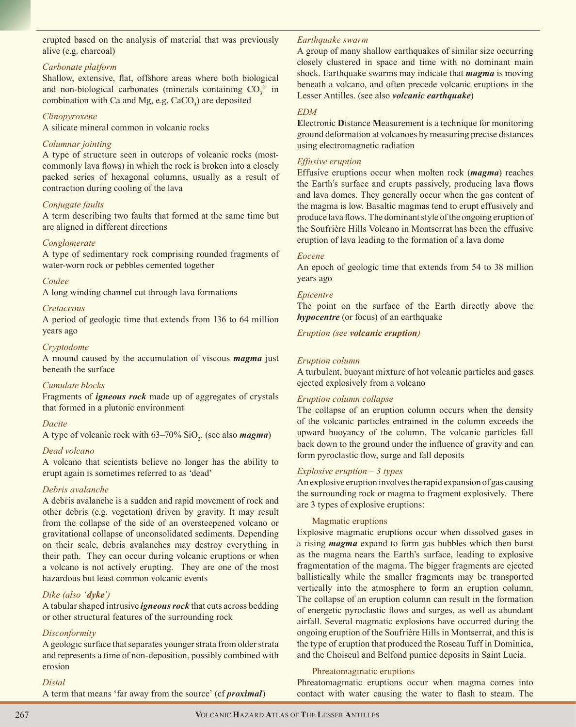erupted based on the analysis of material that was previously alive (e.g. charcoal)

*Carbonate platform*

Shallow, extensive, flat, offshore areas where both biological and non-biological carbonates (minerals containing $CO_3^{2-}$ in combination with Ca and Mg, e.g. $CaCO_3$) are deposited

*Clinopyroxene*

A silicate mineral common in volcanic rocks

*Columnar jointing*

A type of structure seen in outcrops of volcanic rocks (most-commonly lava flows) in which the rock is broken into a closely packed series of hexagonal columns, usually as a result of contraction during cooling of the lava

*Conjugate faults*

A term describing two faults that formed at the same time but are aligned in different directions

*Conglomerate*

A type of sedimentary rock comprising rounded fragments of water-worn rock or pebbles cemented together

*Coulee*

A long winding channel cut through lava formations

*Cretaceous*

A period of geologic time that extends from 136 to 64 million years ago

*Cryptodome*

A mound caused by the accumulation of viscous ***magma*** just beneath the surface

*Cumulate blocks*

Fragments of ***igneous rock*** made up of aggregates of crystals that formed in a plutonic environment

*Dacite*

A type of volcanic rock with 63–70% $SiO_2$. (see also ***magma***)

*Dead volcano*

A volcano that scientists believe no longer has the ability to erupt again is sometimes referred to as 'dead'

*Debris avalanche*

A debris avalanche is a sudden and rapid movement of rock and other debris (e.g. vegetation) driven by gravity. It may result from the collapse of the side of an oversteepened volcano or gravitational collapse of unconsolidated sediments. Depending on their scale, debris avalanches may destroy everything in their path. They can occur during volcanic eruptions or when a volcano is not actively erupting. They are one of the most hazardous but least common volcanic events

*Dike (also '**dyke**')*

A tabular shaped intrusive ***igneous rock*** that cuts across bedding or other structural features of the surrounding rock

*Disconformity*

A geologic surface that separates younger strata from older strata and represents a time of non-deposition, possibly combined with erosion

*Distal*

A term that means 'far away from the source' (cf ***proximal***)

*Earthquake swarm*

A group of many shallow earthquakes of similar size occurring closely clustered in space and time with no dominant main shock. Earthquake swarms may indicate that ***magma*** is moving beneath a volcano, and often precede volcanic eruptions in the Lesser Antilles. (see also ***volcanic earthquake***)

*EDM*

**E**lectronic **D**istance **M**easurement is a technique for monitoring ground deformation at volcanoes by measuring precise distances using electromagnetic radiation

*Effusive eruption*

Effusive eruptions occur when molten rock (***magma***) reaches the Earth's surface and erupts passively, producing lava flows and lava domes. They generally occur when the gas content of the magma is low. Basaltic magmas tend to erupt effusively and produce lava flows. The dominant style of the ongoing eruption of the Soufrière Hills Volcano in Montserrat has been the effusive eruption of lava leading to the formation of a lava dome

*Eocene*

An epoch of geologic time that extends from 54 to 38 million years ago

*Epicentre*

The point on the surface of the Earth directly above the ***hypocentre*** (or focus) of an earthquake

*Eruption (see **volcanic eruption**)*

*Eruption column*

A turbulent, buoyant mixture of hot volcanic particles and gases ejected explosively from a volcano

*Eruption column collapse*

The collapse of an eruption column occurs when the density of the volcanic particles entrained in the column exceeds the upward buoyancy of the column. The volcanic particles fall back down to the ground under the influence of gravity and can form pyroclastic flow, surge and fall deposits

*Explosive eruption – 3 types*

An explosive eruption involves the rapid expansion of gas causing the surrounding rock or magma to fragment explosively. There are 3 types of explosive eruptions:

Magmatic eruptions

Explosive magmatic eruptions occur when dissolved gases in a rising ***magma*** expand to form gas bubbles which then burst as the magma nears the Earth's surface, leading to explosive fragmentation of the magma. The bigger fragments are ejected ballistically while the smaller fragments may be transported vertically into the atmosphere to form an eruption column. The collapse of an eruption column can result in the formation of energetic pyroclastic flows and surges, as well as abundant airfall. Several magmatic explosions have occurred during the ongoing eruption of the Soufrière Hills in Montserrat, and this is the type of eruption that produced the Roseau Tuff in Dominica, and the Choiseul and Belfond pumice deposits in Saint Lucia.

Phreatomagmatic eruptions

Phreatomagmatic eruptions occur when magma comes into contact with water causing the water to flash to steam. The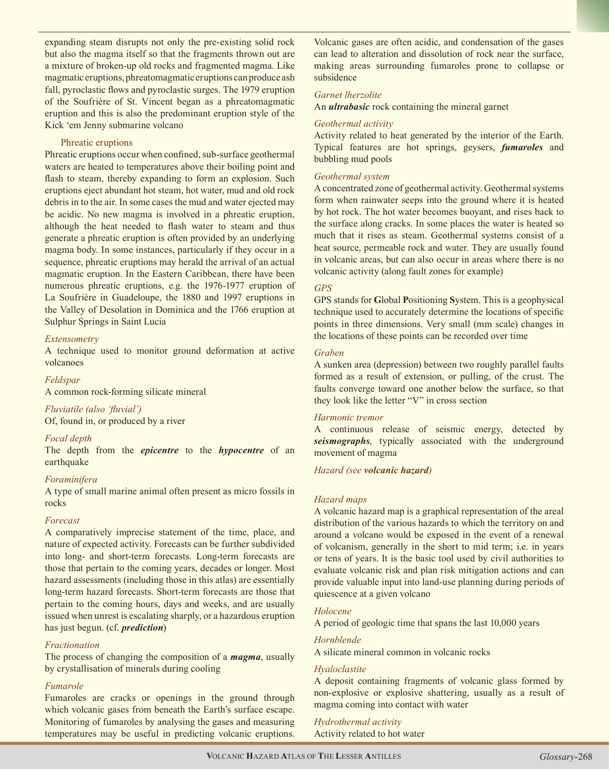expanding steam disrupts not only the pre-existing solid rock but also the magma itself so that the fragments thrown out are a mixture of broken-up old rocks and fragmented magma. Like magmatic eruptions, phreatomagmatic eruptions can produce ash fall, pyroclastic flows and pyroclastic surges. The 1979 eruption of the Soufrière of St. Vincent began as a phreatomagmatic eruption and this is also the predominant eruption style of the Kick 'em Jenny submarine volcano

Phreatic eruptions

Phreatic eruptions occur when confined, sub-surface geothermal waters are heated to temperatures above their boiling point and flash to steam, thereby expanding to form an explosion. Such eruptions eject abundant hot steam, hot water, mud and old rock debris in to the air. In some cases the mud and water ejected may be acidic. No new magma is involved in a phreatic eruption, although the heat needed to flash water to steam and thus generate a phreatic eruption is often provided by an underlying magma body. In some instances, particularly if they occur in a sequence, phreatic eruptions may herald the arrival of an actual magmatic eruption. In the Eastern Caribbean, there have been numerous phreatic eruptions, e.g. the 1976-1977 eruption of La Soufrière in Guadeloupe, the 1880 and 1997 eruptions in the Valley of Desolation in Dominica and the 1766 eruption at Sulphur Springs in Saint Lucia

*Extensometry*

A technique used to monitor ground deformation at active volcanoes

*Feldspar*

A common rock-forming silicate mineral

*Fluviatile (also 'fluvial')*

Of, found in, or produced by a river

*Focal depth*

The depth from the ***epicentre*** to the ***hypocentre*** of an earthquake

*Foraminifera*

A type of small marine animal often present as micro fossils in rocks

*Forecast*

A comparatively imprecise statement of the time, place, and nature of expected activity. Forecasts can be further subdivided into long- and short-term forecasts. Long-term forecasts are those that pertain to the coming years, decades or longer. Most hazard assessments (including those in this atlas) are essentially long-term hazard forecasts. Short-term forecasts are those that pertain to the coming hours, days and weeks, and are usually issued when unrest is escalating sharply, or a hazardous eruption has just begun. (cf. ***prediction***)

*Fractionation*

The process of changing the composition of a ***magma***, usually by crystallisation of minerals during cooling

*Fumarole*

Fumaroles are cracks or openings in the ground through which volcanic gases from beneath the Earth's surface escape. Monitoring of fumaroles by analysing the gases and measuring temperatures may be useful in predicting volcanic eruptions. Volcanic gases are often acidic, and condensation of the gases can lead to alteration and dissolution of rock near the surface, making areas surrounding fumaroles prone to collapse or subsidence

*Garnet lherzolite*

An ***ultrabasic*** rock containing the mineral garnet

*Geothermal activity*

Activity related to heat generated by the interior of the Earth. Typical features are hot springs, geysers, ***fumaroles*** and bubbling mud pools

*Geothermal system*

A concentrated zone of geothermal activity. Geothermal systems form when rainwater seeps into the ground where it is heated by hot rock. The hot water becomes buoyant, and rises back to the surface along cracks. In some places the water is heated so much that it rises as steam. Geothermal systems consist of a heat source, permeable rock and water. They are usually found in volcanic areas, but can also occur in areas where there is no volcanic activity (along fault zones for example)

*GPS*

GPS stands for **G**lobal **P**ositioning **S**ystem. This is a geophysical technique used to accurately determine the locations of specific points in three dimensions. Very small (mm scale) changes in the locations of these points can be recorded over time

*Graben*

A sunken area (depression) between two roughly parallel faults formed as a result of extension, or pulling, of the crust. The faults converge toward one another below the surface, so that they look like the letter "V" in cross section

*Harmonic tremor*

A continuous release of seismic energy, detected by ***seismographs***, typically associated with the underground movement of magma

*Hazard (see **volcanic hazard**)*

*Hazard maps*

A volcanic hazard map is a graphical representation of the areal distribution of the various hazards to which the territory on and around a volcano would be exposed in the event of a renewal of volcanism, generally in the short to mid term; i.e. in years or tens of years. It is the basic tool used by civil authorities to evaluate volcanic risk and plan risk mitigation actions and can provide valuable input into land-use planning during periods of quiescence at a given volcano

*Holocene*

A period of geologic time that spans the last 10,000 years

*Hornblende*

A silicate mineral common in volcanic rocks

*Hyaloclastite*

A deposit containing fragments of volcanic glass formed by non-explosive or explosive shattering, usually as a result of magma coming into contact with water

*Hydrothermal activity*

Activity related to hot water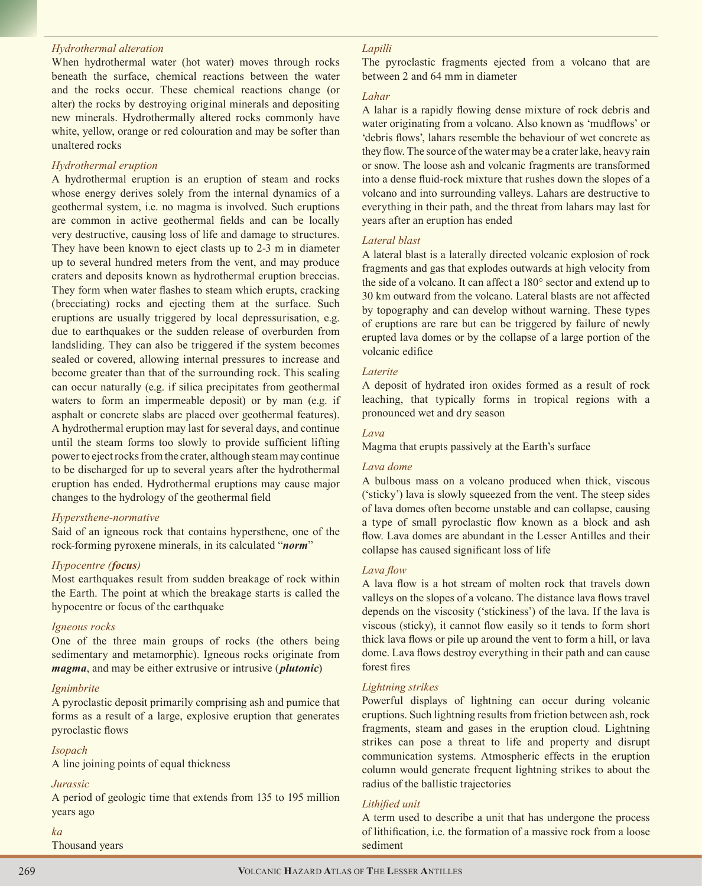*Hydrothermal alteration*

When hydrothermal water (hot water) moves through rocks beneath the surface, chemical reactions between the water and the rocks occur. These chemical reactions change (or alter) the rocks by destroying original minerals and depositing new minerals. Hydrothermally altered rocks commonly have white, yellow, orange or red colouration and may be softer than unaltered rocks

*Hydrothermal eruption*

A hydrothermal eruption is an eruption of steam and rocks whose energy derives solely from the internal dynamics of a geothermal system, i.e. no magma is involved. Such eruptions are common in active geothermal fields and can be locally very destructive, causing loss of life and damage to structures. They have been known to eject clasts up to 2-3 m in diameter up to several hundred meters from the vent, and may produce craters and deposits known as hydrothermal eruption breccias. They form when water flashes to steam which erupts, cracking (brecciating) rocks and ejecting them at the surface. Such eruptions are usually triggered by local depressurisation, e.g. due to earthquakes or the sudden release of overburden from landsliding. They can also be triggered if the system becomes sealed or covered, allowing internal pressures to increase and become greater than that of the surrounding rock. This sealing can occur naturally (e.g. if silica precipitates from geothermal waters to form an impermeable deposit) or by man (e.g. if asphalt or concrete slabs are placed over geothermal features). A hydrothermal eruption may last for several days, and continue until the steam forms too slowly to provide sufficient lifting power to eject rocks from the crater, although steam may continue to be discharged for up to several years after the hydrothermal eruption has ended. Hydrothermal eruptions may cause major changes to the hydrology of the geothermal field

*Hypersthene-normative*

Said of an igneous rock that contains hypersthene, one of the rock-forming pyroxene minerals, in its calculated "***norm***"

*Hypocentre (**focus**)*

Most earthquakes result from sudden breakage of rock within the Earth. The point at which the breakage starts is called the hypocentre or focus of the earthquake

*Igneous rocks*

One of the three main groups of rocks (the others being sedimentary and metamorphic). Igneous rocks originate from ***magma***, and may be either extrusive or intrusive (***plutonic***)

*Ignimbrite*

A pyroclastic deposit primarily comprising ash and pumice that forms as a result of a large, explosive eruption that generates pyroclastic flows

*Isopach*

A line joining points of equal thickness

*Jurassic*

A period of geologic time that extends from 135 to 195 million years ago

*ka*

Thousand years

*Lapilli*

The pyroclastic fragments ejected from a volcano that are between 2 and 64 mm in diameter

*Lahar*

A lahar is a rapidly flowing dense mixture of rock debris and water originating from a volcano. Also known as 'mudflows' or 'debris flows', lahars resemble the behaviour of wet concrete as they flow. The source of the water may be a crater lake, heavy rain or snow. The loose ash and volcanic fragments are transformed into a dense fluid-rock mixture that rushes down the slopes of a volcano and into surrounding valleys. Lahars are destructive to everything in their path, and the threat from lahars may last for years after an eruption has ended

*Lateral blast*

A lateral blast is a laterally directed volcanic explosion of rock fragments and gas that explodes outwards at high velocity from the side of a volcano. It can affect a 180° sector and extend up to 30 km outward from the volcano. Lateral blasts are not affected by topography and can develop without warning. These types of eruptions are rare but can be triggered by failure of newly erupted lava domes or by the collapse of a large portion of the volcanic edifice

*Laterite*

A deposit of hydrated iron oxides formed as a result of rock leaching, that typically forms in tropical regions with a pronounced wet and dry season

*Lava*

Magma that erupts passively at the Earth's surface

*Lava dome*

A bulbous mass on a volcano produced when thick, viscous ('sticky') lava is slowly squeezed from the vent. The steep sides of lava domes often become unstable and can collapse, causing a type of small pyroclastic flow known as a block and ash flow. Lava domes are abundant in the Lesser Antilles and their collapse has caused significant loss of life

*Lava flow*

A lava flow is a hot stream of molten rock that travels down valleys on the slopes of a volcano. The distance lava flows travel depends on the viscosity ('stickiness') of the lava. If the lava is viscous (sticky), it cannot flow easily so it tends to form short thick lava flows or pile up around the vent to form a hill, or lava dome. Lava flows destroy everything in their path and can cause forest fires

*Lightning strikes*

Powerful displays of lightning can occur during volcanic eruptions. Such lightning results from friction between ash, rock fragments, steam and gases in the eruption cloud. Lightning strikes can pose a threat to life and property and disrupt communication systems. Atmospheric effects in the eruption column would generate frequent lightning strikes to about the radius of the ballistic trajectories

*Lithified unit*

A term used to describe a unit that has undergone the process of lithification, i.e. the formation of a massive rock from a loose sediment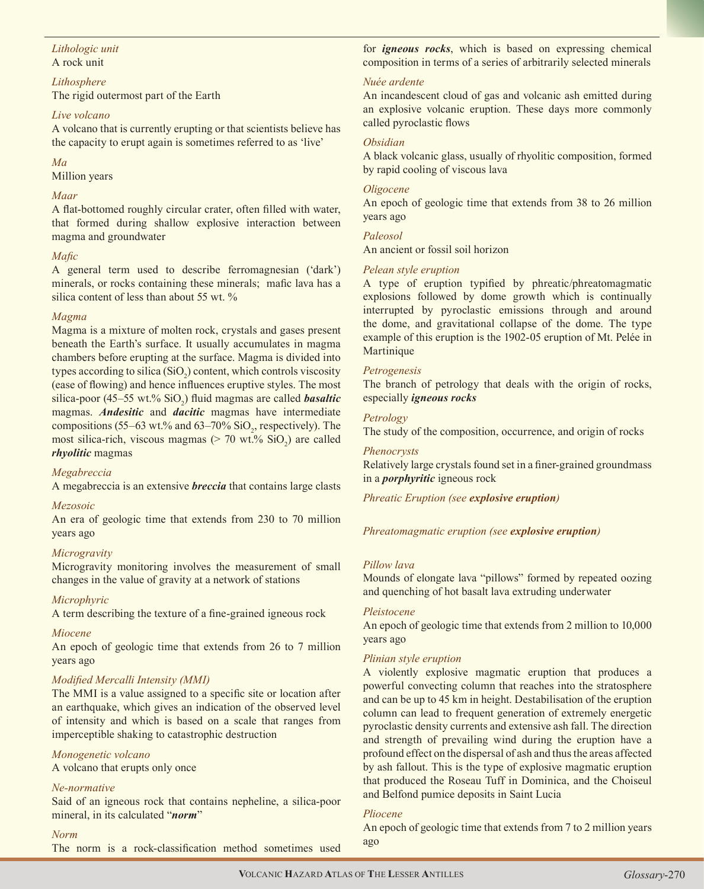*Lithologic unit*

A rock unit

*Lithosphere*

The rigid outermost part of the Earth

*Live volcano*

A volcano that is currently erupting or that scientists believe has the capacity to erupt again is sometimes referred to as 'live'

*Ma*

Million years

*Maar*

A flat-bottomed roughly circular crater, often filled with water, that formed during shallow explosive interaction between magma and groundwater

*Mafic*

A general term used to describe ferromagnesian ('dark') minerals, or rocks containing these minerals; mafic lava has a silica content of less than about 55 wt. %

*Magma*

Magma is a mixture of molten rock, crystals and gases present beneath the Earth's surface. It usually accumulates in magma chambers before erupting at the surface. Magma is divided into types according to silica ($SiO_2$) content, which controls viscosity (ease of flowing) and hence influences eruptive styles. The most silica-poor (45–55 wt.% $SiO_2$) fluid magmas are called ***basaltic*** magmas. ***Andesitic*** and ***dacitic*** magmas have intermediate compositions (55–63 wt.% and 63–70% $SiO_2$, respectively). The most silica-rich, viscous magmas (> 70 wt.% $SiO_2$) are called ***rhyolitic*** magmas

*Megabreccia*

A megabreccia is an extensive ***breccia*** that contains large clasts

*Mezosoic*

An era of geologic time that extends from 230 to 70 million years ago

*Microgravity*

Microgravity monitoring involves the measurement of small changes in the value of gravity at a network of stations

*Microphyric*

A term describing the texture of a fine-grained igneous rock

*Miocene*

An epoch of geologic time that extends from 26 to 7 million years ago

*Modified Mercalli Intensity (MMI)*

The MMI is a value assigned to a specific site or location after an earthquake, which gives an indication of the observed level of intensity and which is based on a scale that ranges from imperceptible shaking to catastrophic destruction

*Monogenetic volcano*

A volcano that erupts only once

*Ne-normative*

Said of an igneous rock that contains nepheline, a silica-poor mineral, in its calculated "***norm***"

*Norm*

The norm is a rock-classification method sometimes used for ***igneous rocks***, which is based on expressing chemical composition in terms of a series of arbitrarily selected minerals

*Nuée ardente*

An incandescent cloud of gas and volcanic ash emitted during an explosive volcanic eruption. These days more commonly called pyroclastic flows

*Obsidian*

A black volcanic glass, usually of rhyolitic composition, formed by rapid cooling of viscous lava

*Oligocene*

An epoch of geologic time that extends from 38 to 26 million years ago

*Paleosol*

An ancient or fossil soil horizon

*Pelean style eruption*

A type of eruption typified by phreatic/phreatomagmatic explosions followed by dome growth which is continually interrupted by pyroclastic emissions through and around the dome, and gravitational collapse of the dome. The type example of this eruption is the 1902-05 eruption of Mt. Pelée in Martinique

*Petrogenesis*

The branch of petrology that deals with the origin of rocks, especially ***igneous rocks***

*Petrology*

The study of the composition, occurrence, and origin of rocks

*Phenocrysts*

Relatively large crystals found set in a finer-grained groundmass in a ***porphyritic*** igneous rock

*Phreatic Eruption (see **explosive eruption**)*

*Phreatomagmatic eruption (see **explosive eruption**)*

*Pillow lava*

Mounds of elongate lava "pillows" formed by repeated oozing and quenching of hot basalt lava extruding underwater

*Pleistocene*

An epoch of geologic time that extends from 2 million to 10,000 years ago

*Plinian style eruption*

A violently explosive magmatic eruption that produces a powerful convecting column that reaches into the stratosphere and can be up to 45 km in height. Destabilisation of the eruption column can lead to frequent generation of extremely energetic pyroclastic density currents and extensive ash fall. The direction and strength of prevailing wind during the eruption have a profound effect on the dispersal of ash and thus the areas affected by ash fallout. This is the type of explosive magmatic eruption that produced the Roseau Tuff in Dominica, and the Choiseul and Belfond pumice deposits in Saint Lucia

*Pliocene*

An epoch of geologic time that extends from 7 to 2 million years ago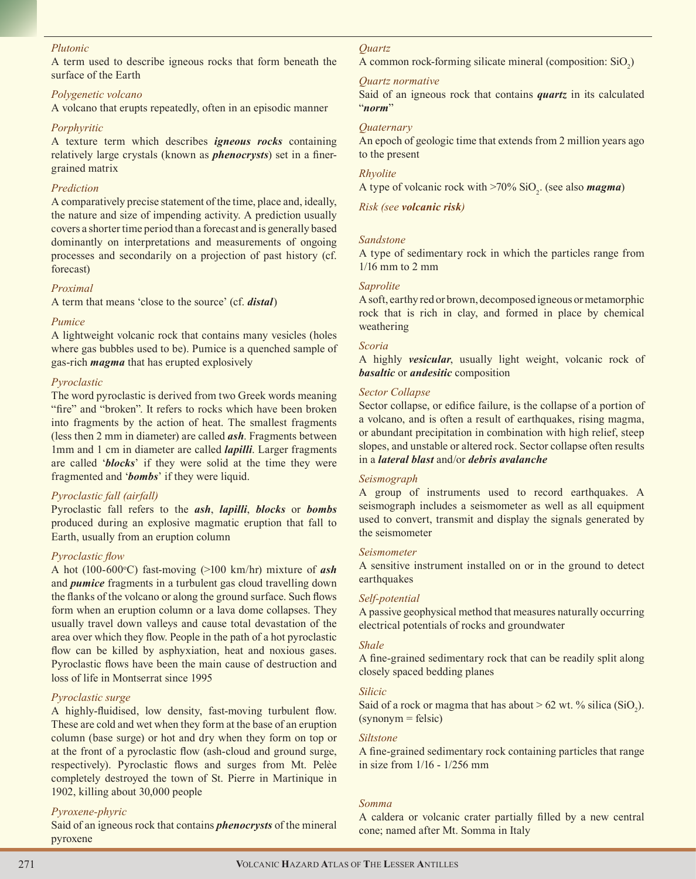*Plutonic*

A term used to describe igneous rocks that form beneath the surface of the Earth

*Polygenetic volcano*

A volcano that erupts repeatedly, often in an episodic manner

*Porphyritic*

A texture term which describes ***igneous rocks*** containing relatively large crystals (known as ***phenocrysts***) set in a finer-grained matrix

*Prediction*

A comparatively precise statement of the time, place and, ideally, the nature and size of impending activity. A prediction usually covers a shorter time period than a forecast and is generally based dominantly on interpretations and measurements of ongoing processes and secondarily on a projection of past history (cf. forecast)

*Proximal*

A term that means 'close to the source' (cf. ***distal***)

*Pumice*

A lightweight volcanic rock that contains many vesicles (holes where gas bubbles used to be). Pumice is a quenched sample of gas-rich ***magma*** that has erupted explosively

*Pyroclastic*

The word pyroclastic is derived from two Greek words meaning "fire" and "broken". It refers to rocks which have been broken into fragments by the action of heat. The smallest fragments (less then 2 mm in diameter) are called ***ash***. Fragments between 1mm and 1 cm in diameter are called ***lapilli***. Larger fragments are called '***blocks***' if they were solid at the time they were fragmented and '***bombs***' if they were liquid.

*Pyroclastic fall (airfall)*

Pyroclastic fall refers to the ***ash***, ***lapilli***, ***blocks*** or ***bombs*** produced during an explosive magmatic eruption that fall to Earth, usually from an eruption column

*Pyroclastic flow*

A hot (100-600°C) fast-moving (>100 km/hr) mixture of ***ash*** and ***pumice*** fragments in a turbulent gas cloud travelling down the flanks of the volcano or along the ground surface. Such flows form when an eruption column or a lava dome collapses. They usually travel down valleys and cause total devastation of the area over which they flow. People in the path of a hot pyroclastic flow can be killed by asphyxiation, heat and noxious gases. Pyroclastic flows have been the main cause of destruction and loss of life in Montserrat since 1995

*Pyroclastic surge*

A highly-fluidised, low density, fast-moving turbulent flow. These are cold and wet when they form at the base of an eruption column (base surge) or hot and dry when they form on top or at the front of a pyroclastic flow (ash-cloud and ground surge, respectively). Pyroclastic flows and surges from Mt. Pelèe completely destroyed the town of St. Pierre in Martinique in 1902, killing about 30,000 people

*Pyroxene-phyric*

Said of an igneous rock that contains ***phenocrysts*** of the mineral pyroxene

*Quartz*

A common rock-forming silicate mineral (composition: $SiO_2$)

*Quartz normative*

Said of an igneous rock that contains ***quartz*** in its calculated "***norm***"

*Quaternary*

An epoch of geologic time that extends from 2 million years ago to the present

*Rhyolite*

A type of volcanic rock with >70% $SiO_2$. (see also ***magma***)

*Risk (see **volcanic risk**)*

*Sandstone*

A type of sedimentary rock in which the particles range from 1/16 mm to 2 mm

*Saprolite*

A soft, earthy red or brown, decomposed igneous or metamorphic rock that is rich in clay, and formed in place by chemical weathering

*Scoria*

A highly ***vesicular***, usually light weight, volcanic rock of ***basaltic*** or ***andesitic*** composition

*Sector Collapse*

Sector collapse, or edifice failure, is the collapse of a portion of a volcano, and is often a result of earthquakes, rising magma, or abundant precipitation in combination with high relief, steep slopes, and unstable or altered rock. Sector collapse often results in a ***lateral blast*** and/or ***debris avalanche***

*Seismograph*

A group of instruments used to record earthquakes. A seismograph includes a seismometer as well as all equipment used to convert, transmit and display the signals generated by the seismometer

*Seismometer*

A sensitive instrument installed on or in the ground to detect earthquakes

*Self-potential*

A passive geophysical method that measures naturally occurring electrical potentials of rocks and groundwater

*Shale*

A fine-grained sedimentary rock that can be readily split along closely spaced bedding planes

*Silicic*

Said of a rock or magma that has about > 62 wt. % silica ($SiO_2$). (synonym = felsic)

*Siltstone*

A fine-grained sedimentary rock containing particles that range in size from 1/16 - 1/256 mm

*Somma*

A caldera or volcanic crater partially filled by a new central cone; named after Mt. Somma in Italy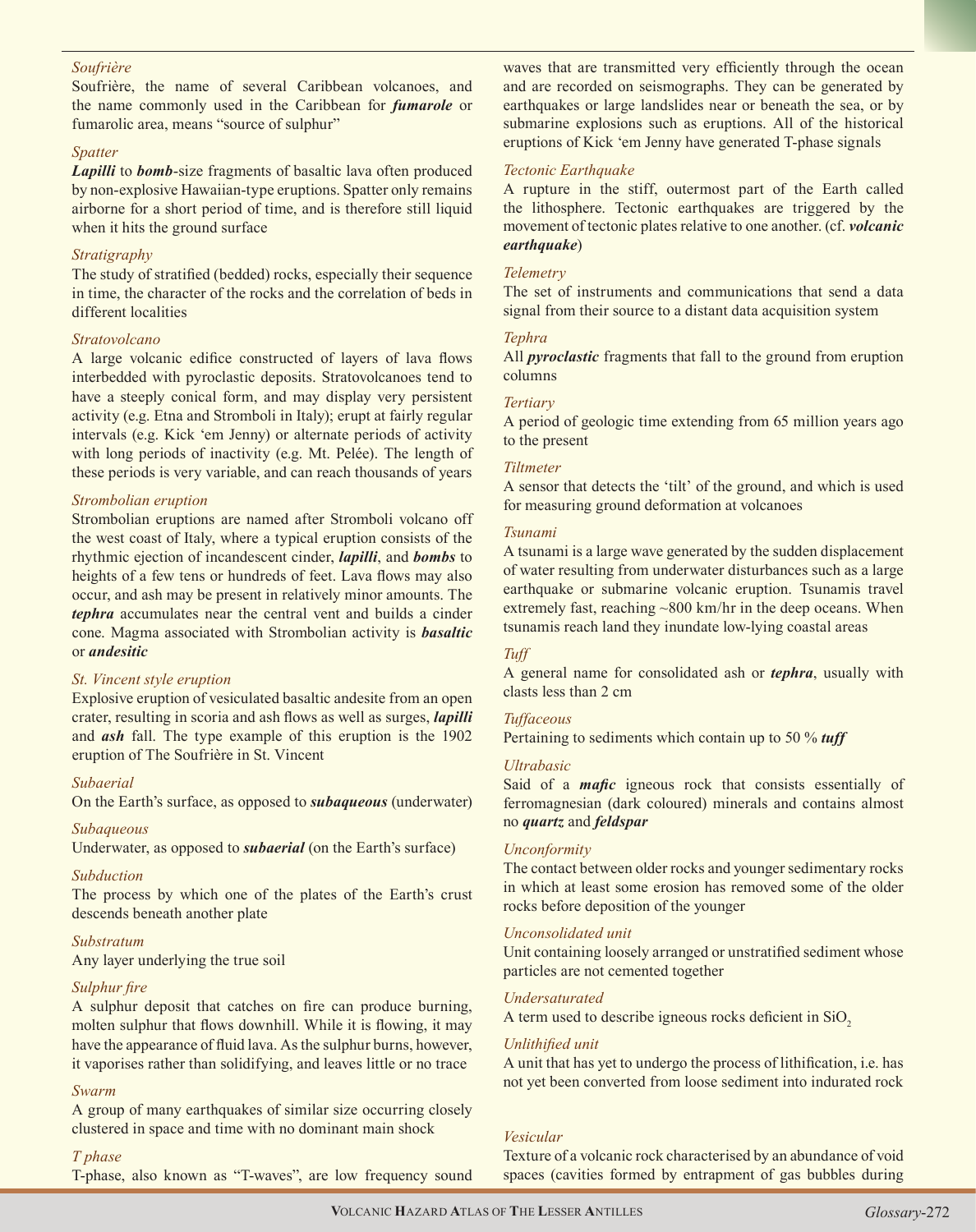*Soufrière*

Soufrière, the name of several Caribbean volcanoes, and the name commonly used in the Caribbean for ***fumarole*** or fumarolic area, means "source of sulphur"

*Spatter*

***Lapilli*** to ***bomb***-size fragments of basaltic lava often produced by non-explosive Hawaiian-type eruptions. Spatter only remains airborne for a short period of time, and is therefore still liquid when it hits the ground surface

*Stratigraphy*

The study of stratified (bedded) rocks, especially their sequence in time, the character of the rocks and the correlation of beds in different localities

*Stratovolcano*

A large volcanic edifice constructed of layers of lava flows interbedded with pyroclastic deposits. Stratovolcanoes tend to have a steeply conical form, and may display very persistent activity (e.g. Etna and Stromboli in Italy); erupt at fairly regular intervals (e.g. Kick 'em Jenny) or alternate periods of activity with long periods of inactivity (e.g. Mt. Pelée). The length of these periods is very variable, and can reach thousands of years

*Strombolian eruption*

Strombolian eruptions are named after Stromboli volcano off the west coast of Italy, where a typical eruption consists of the rhythmic ejection of incandescent cinder, ***lapilli***, and ***bombs*** to heights of a few tens or hundreds of feet. Lava flows may also occur, and ash may be present in relatively minor amounts. The ***tephra*** accumulates near the central vent and builds a cinder cone. Magma associated with Strombolian activity is ***basaltic*** or ***andesitic***

*St. Vincent style eruption*

Explosive eruption of vesiculated basaltic andesite from an open crater, resulting in scoria and ash flows as well as surges, ***lapilli*** and ***ash*** fall. The type example of this eruption is the 1902 eruption of The Soufrière in St. Vincent

*Subaerial*

On the Earth's surface, as opposed to ***subaqueous*** (underwater)

*Subaqueous*

Underwater, as opposed to ***subaerial*** (on the Earth's surface)

*Subduction*

The process by which one of the plates of the Earth's crust descends beneath another plate

*Substratum*

Any layer underlying the true soil

*Sulphur fire*

A sulphur deposit that catches on fire can produce burning, molten sulphur that flows downhill. While it is flowing, it may have the appearance of fluid lava. As the sulphur burns, however, it vaporises rather than solidifying, and leaves little or no trace

*Swarm*

A group of many earthquakes of similar size occurring closely clustered in space and time with no dominant main shock

*T phase*

T-phase, also known as "T-waves", are low frequency sound waves that are transmitted very efficiently through the ocean and are recorded on seismographs. They can be generated by earthquakes or large landslides near or beneath the sea, or by submarine explosions such as eruptions. All of the historical eruptions of Kick 'em Jenny have generated T-phase signals

*Tectonic Earthquake*

A rupture in the stiff, outermost part of the Earth called the lithosphere. Tectonic earthquakes are triggered by the movement of tectonic plates relative to one another. (cf. ***volcanic earthquake***)

*Telemetry*

The set of instruments and communications that send a data signal from their source to a distant data acquisition system

*Tephra*

All ***pyroclastic*** fragments that fall to the ground from eruption columns

*Tertiary*

A period of geologic time extending from 65 million years ago to the present

*Tiltmeter*

A sensor that detects the 'tilt' of the ground, and which is used for measuring ground deformation at volcanoes

*Tsunami*

A tsunami is a large wave generated by the sudden displacement of water resulting from underwater disturbances such as a large earthquake or submarine volcanic eruption. Tsunamis travel extremely fast, reaching ~800 km/hr in the deep oceans. When tsunamis reach land they inundate low-lying coastal areas

*Tuff*

A general name for consolidated ash or ***tephra***, usually with clasts less than 2 cm

*Tuffaceous*

Pertaining to sediments which contain up to 50 % ***tuff***

*Ultrabasic*

Said of a ***mafic*** igneous rock that consists essentially of ferromagnesian (dark coloured) minerals and contains almost no ***quartz*** and ***feldspar***

*Unconformity*

The contact between older rocks and younger sedimentary rocks in which at least some erosion has removed some of the older rocks before deposition of the younger

*Unconsolidated unit*

Unit containing loosely arranged or unstratified sediment whose particles are not cemented together

*Undersaturated*

A term used to describe igneous rocks deficient in $SiO_2$

*Unlithified unit*

A unit that has yet to undergo the process of lithification, i.e. has not yet been converted from loose sediment into indurated rock

*Vesicular*

Texture of a volcanic rock characterised by an abundance of void spaces (cavities formed by entrapment of gas bubbles during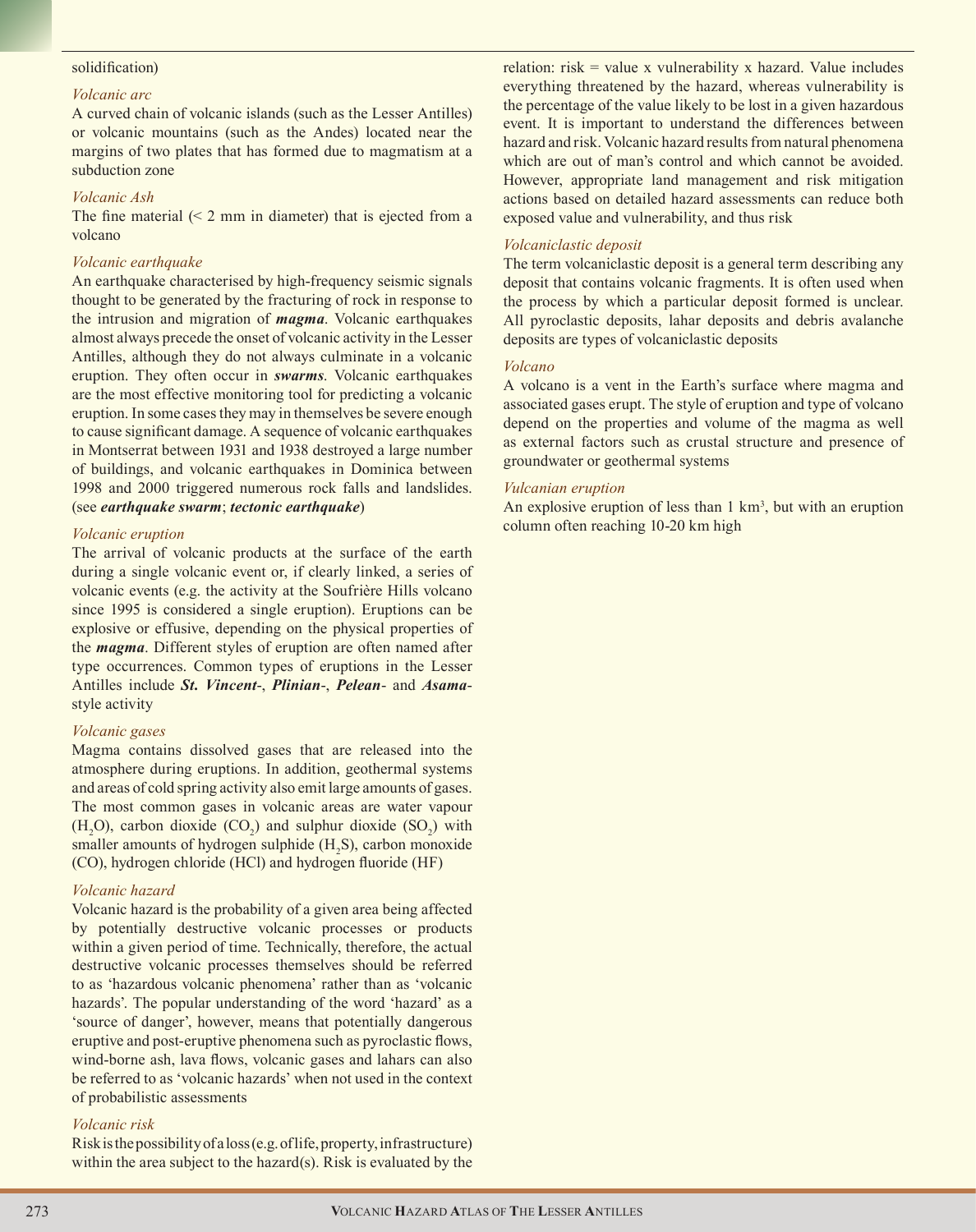solidification)

*Volcanic arc*

A curved chain of volcanic islands (such as the Lesser Antilles) or volcanic mountains (such as the Andes) located near the margins of two plates that has formed due to magmatism at a subduction zone

*Volcanic Ash*

The fine material (< 2 mm in diameter) that is ejected from a volcano

*Volcanic earthquake*

An earthquake characterised by high-frequency seismic signals thought to be generated by the fracturing of rock in response to the intrusion and migration of ***magma***. Volcanic earthquakes almost always precede the onset of volcanic activity in the Lesser Antilles, although they do not always culminate in a volcanic eruption. They often occur in ***swarms***. Volcanic earthquakes are the most effective monitoring tool for predicting a volcanic eruption. In some cases they may in themselves be severe enough to cause significant damage. A sequence of volcanic earthquakes in Montserrat between 1931 and 1938 destroyed a large number of buildings, and volcanic earthquakes in Dominica between 1998 and 2000 triggered numerous rock falls and landslides. (see ***earthquake swarm***; ***tectonic earthquake***)

*Volcanic eruption*

The arrival of volcanic products at the surface of the earth during a single volcanic event or, if clearly linked, a series of volcanic events (e.g. the activity at the Soufrière Hills volcano since 1995 is considered a single eruption). Eruptions can be explosive or effusive, depending on the physical properties of the ***magma***. Different styles of eruption are often named after type occurrences. Common types of eruptions in the Lesser Antilles include ***St. Vincent***-, ***Plinian***-, ***Pelean***- and ***Asama***-style activity

*Volcanic gases*

Magma contains dissolved gases that are released into the atmosphere during eruptions. In addition, geothermal systems and areas of cold spring activity also emit large amounts of gases. The most common gases in volcanic areas are water vapour ($H_2O$), carbon dioxide ($CO_2$) and sulphur dioxide ($SO_2$) with smaller amounts of hydrogen sulphide ($H_2S$), carbon monoxide ($CO$), hydrogen chloride ($HCl$) and hydrogen fluoride ($HF$)

*Volcanic hazard*

Volcanic hazard is the probability of a given area being affected by potentially destructive volcanic processes or products within a given period of time. Technically, therefore, the actual destructive volcanic processes themselves should be referred to as 'hazardous volcanic phenomena' rather than as 'volcanic hazards'. The popular understanding of the word 'hazard' as a 'source of danger', however, means that potentially dangerous eruptive and post-eruptive phenomena such as pyroclastic flows, wind-borne ash, lava flows, volcanic gases and lahars can also be referred to as 'volcanic hazards' when not used in the context of probabilistic assessments

*Volcanic risk*

Risk is the possibility of a loss (e.g. of life, property, infrastructure) within the area subject to the hazard(s). Risk is evaluated by the relation: risk = value x vulnerability x hazard. Value includes everything threatened by the hazard, whereas vulnerability is the percentage of the value likely to be lost in a given hazardous event. It is important to understand the differences between hazard and risk. Volcanic hazard results from natural phenomena which are out of man's control and which cannot be avoided. However, appropriate land management and risk mitigation actions based on detailed hazard assessments can reduce both exposed value and vulnerability, and thus risk

*Volcaniclastic deposit*

The term volcaniclastic deposit is a general term describing any deposit that contains volcanic fragments. It is often used when the process by which a particular deposit formed is unclear. All pyroclastic deposits, lahar deposits and debris avalanche deposits are types of volcaniclastic deposits

*Volcano*

A volcano is a vent in the Earth's surface where magma and associated gases erupt. The style of eruption and type of volcano depend on the properties and volume of the magma as well as external factors such as crustal structure and presence of groundwater or geothermal systems

*Vulcanian eruption*

An explosive eruption of less than 1 $km^3$, but with an eruption column often reaching 10-20 km high